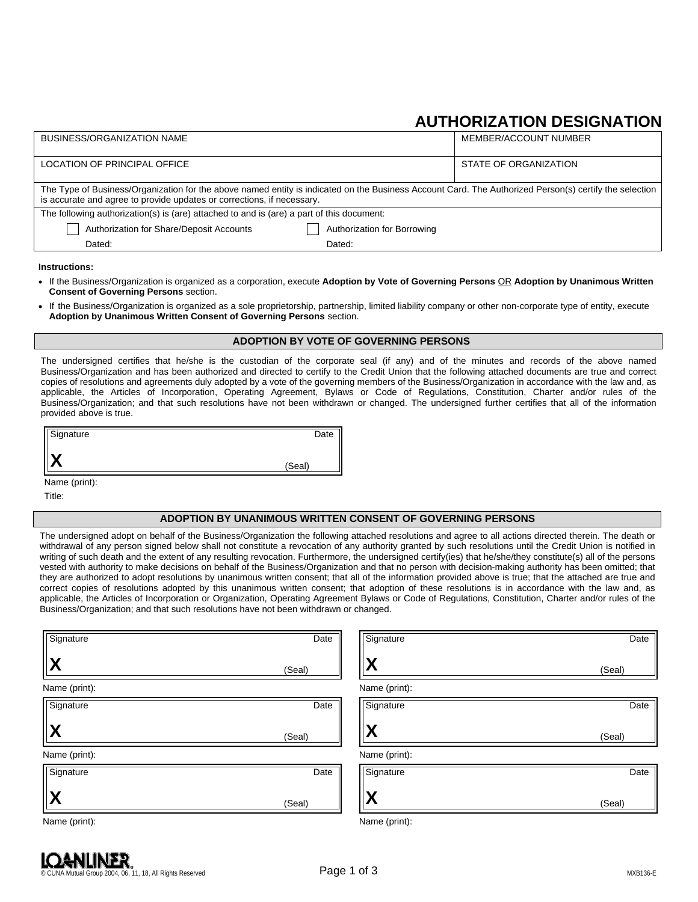# AUTHORIZATION DESIGNATION

| BUSINESS/ORGANIZATION NAME | MEMBER/ACCOUNT NUMBER |
| --- | --- |
| LOCATION OF PRINCIPAL OFFICE | STATE OF ORGANIZATION |

The Type of Business/Organization for the above named entity is indicated on the Business Account Card. The Authorized Person(s) certify the selection is accurate and agree to provide updates or corrections, if necessary.

The following authorization(s) is (are) attached to and is (are) a part of this document:

☐ Authorization for Share/Deposit Accounts — Dated:

☐ Authorization for Borrowing — Dated:

**Instructions:**

- If the Business/Organization is organized as a corporation, execute **Adoption by Vote of Governing Persons** OR **Adoption by Unanimous Written Consent of Governing Persons** section.
- If the Business/Organization is organized as a sole proprietorship, partnership, limited liability company or other non-corporate type of entity, execute **Adoption by Unanimous Written Consent of Governing Persons** section.

## ADOPTION BY VOTE OF GOVERNING PERSONS

The undersigned certifies that he/she is the custodian of the corporate seal (if any) and of the minutes and records of the above named Business/Organization and has been authorized and directed to certify to the Credit Union that the following attached documents are true and correct copies of resolutions and agreements duly adopted by a vote of the governing members of the Business/Organization in accordance with the law and, as applicable, the Articles of Incorporation, Operating Agreement, Bylaws or Code of Regulations, Constitution, Charter and/or rules of the Business/Organization; and that such resolutions have not been withdrawn or changed. The undersigned further certifies that all of the information provided above is true.

Signature — Date

X — (Seal)

Name (print):

Title:

## ADOPTION BY UNANIMOUS WRITTEN CONSENT OF GOVERNING PERSONS

The undersigned adopt on behalf of the Business/Organization the following attached resolutions and agree to all actions directed therein. The death or withdrawal of any person signed below shall not constitute a revocation of any authority granted by such resolutions until the Credit Union is notified in writing of such death and the extent of any resulting revocation. Furthermore, the undersigned certify(ies) that he/she/they constitute(s) all of the persons vested with authority to make decisions on behalf of the Business/Organization and that no person with decision-making authority has been omitted; that they are authorized to adopt resolutions by unanimous written consent; that all of the information provided above is true; that the attached are true and correct copies of resolutions adopted by this unanimous written consent; that adoption of these resolutions is in accordance with the law and, as applicable, the Articles of Incorporation or Organization, Operating Agreement Bylaws or Code of Regulations, Constitution, Charter and/or rules of the Business/Organization; and that such resolutions have not been withdrawn or changed.

| Signature — Date | Signature — Date |
| --- | --- |
| X — (Seal) | X — (Seal) |
| Name (print): | Name (print): |
| Signature — Date | Signature — Date |
| X — (Seal) | X — (Seal) |
| Name (print): | Name (print): |
| Signature — Date | Signature — Date |
| X — (Seal) | X — (Seal) |
| Name (print): | Name (print): |

LOANLINER®

© CUNA Mutual Group 2004, 06, 11, 18, All Rights Reserved

MXB136-E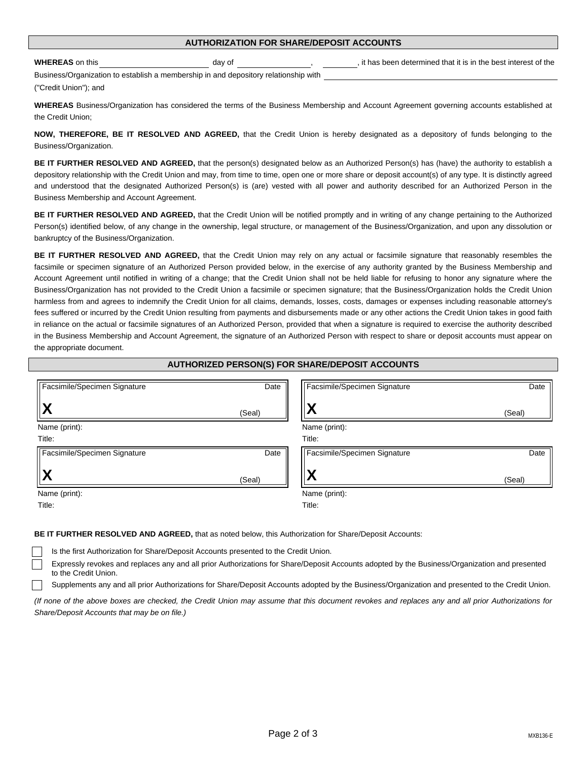## AUTHORIZATION FOR SHARE/DEPOSIT ACCOUNTS

**WHEREAS** on this ______________________ day of ________________, ________, it has been determined that it is in the best interest of the Business/Organization to establish a membership in and depository relationship with ______________________________________ ("Credit Union"); and

**WHEREAS** Business/Organization has considered the terms of the Business Membership and Account Agreement governing accounts established at the Credit Union;

**NOW, THEREFORE, BE IT RESOLVED AND AGREED,** that the Credit Union is hereby designated as a depository of funds belonging to the Business/Organization.

**BE IT FURTHER RESOLVED AND AGREED,** that the person(s) designated below as an Authorized Person(s) has (have) the authority to establish a depository relationship with the Credit Union and may, from time to time, open one or more share or deposit account(s) of any type. It is distinctly agreed and understood that the designated Authorized Person(s) is (are) vested with all power and authority described for an Authorized Person in the Business Membership and Account Agreement.

**BE IT FURTHER RESOLVED AND AGREED,** that the Credit Union will be notified promptly and in writing of any change pertaining to the Authorized Person(s) identified below, of any change in the ownership, legal structure, or management of the Business/Organization, and upon any dissolution or bankruptcy of the Business/Organization.

**BE IT FURTHER RESOLVED AND AGREED,** that the Credit Union may rely on any actual or facsimile signature that reasonably resembles the facsimile or specimen signature of an Authorized Person provided below, in the exercise of any authority granted by the Business Membership and Account Agreement until notified in writing of a change; that the Credit Union shall not be held liable for refusing to honor any signature where the Business/Organization has not provided to the Credit Union a facsimile or specimen signature; that the Business/Organization holds the Credit Union harmless from and agrees to indemnify the Credit Union for all claims, demands, losses, costs, damages or expenses including reasonable attorney's fees suffered or incurred by the Credit Union resulting from payments and disbursements made or any other actions the Credit Union takes in good faith in reliance on the actual or facsimile signatures of an Authorized Person, provided that when a signature is required to exercise the authority described in the Business Membership and Account Agreement, the signature of an Authorized Person with respect to share or deposit accounts must appear on the appropriate document.

## AUTHORIZED PERSON(S) FOR SHARE/DEPOSIT ACCOUNTS

| Facsimile/Specimen Signature | Date | Facsimile/Specimen Signature | Date |
|---|---|---|---|
| **X** | (Seal) | **X** | (Seal) |
| Name (print): | | Name (print): | |
| Title: | | Title: | |

| Facsimile/Specimen Signature | Date | Facsimile/Specimen Signature | Date |
|---|---|---|---|
| **X** | (Seal) | **X** | (Seal) |
| Name (print): | | Name (print): | |
| Title: | | Title: | |

**BE IT FURTHER RESOLVED AND AGREED,** that as noted below, this Authorization for Share/Deposit Accounts:

- ☐ Is the first Authorization for Share/Deposit Accounts presented to the Credit Union.
- ☐ Expressly revokes and replaces any and all prior Authorizations for Share/Deposit Accounts adopted by the Business/Organization and presented to the Credit Union.
- ☐ Supplements any and all prior Authorizations for Share/Deposit Accounts adopted by the Business/Organization and presented to the Credit Union.

*(If none of the above boxes are checked, the Credit Union may assume that this document revokes and replaces any and all prior Authorizations for Share/Deposit Accounts that may be on file.)*

MXB136-E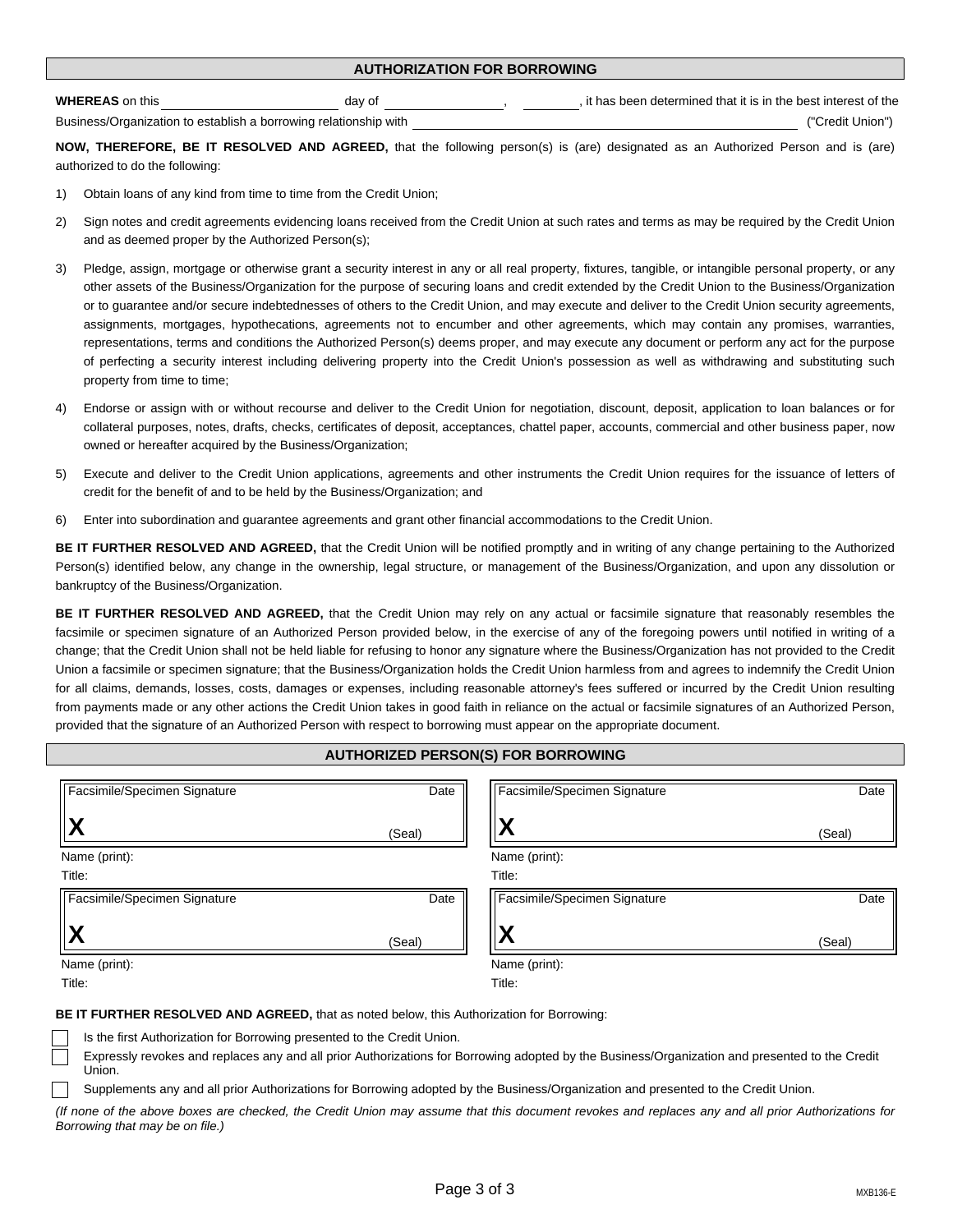## AUTHORIZATION FOR BORROWING

**WHEREAS** on this ______________________ day of ______________, ________, it has been determined that it is in the best interest of the Business/Organization to establish a borrowing relationship with ____________________________________________ ("Credit Union")

**NOW, THEREFORE, BE IT RESOLVED AND AGREED,** that the following person(s) is (are) designated as an Authorized Person and is (are) authorized to do the following:

1) Obtain loans of any kind from time to time from the Credit Union;

2) Sign notes and credit agreements evidencing loans received from the Credit Union at such rates and terms as may be required by the Credit Union and as deemed proper by the Authorized Person(s);

3) Pledge, assign, mortgage or otherwise grant a security interest in any or all real property, fixtures, tangible, or intangible personal property, or any other assets of the Business/Organization for the purpose of securing loans and credit extended by the Credit Union to the Business/Organization or to guarantee and/or secure indebtednesses of others to the Credit Union, and may execute and deliver to the Credit Union security agreements, assignments, mortgages, hypothecations, agreements not to encumber and other agreements, which may contain any promises, warranties, representations, terms and conditions the Authorized Person(s) deems proper, and may execute any document or perform any act for the purpose of perfecting a security interest including delivering property into the Credit Union's possession as well as withdrawing and substituting such property from time to time;

4) Endorse or assign with or without recourse and deliver to the Credit Union for negotiation, discount, deposit, application to loan balances or for collateral purposes, notes, drafts, checks, certificates of deposit, acceptances, chattel paper, accounts, commercial and other business paper, now owned or hereafter acquired by the Business/Organization;

5) Execute and deliver to the Credit Union applications, agreements and other instruments the Credit Union requires for the issuance of letters of credit for the benefit of and to be held by the Business/Organization; and

6) Enter into subordination and guarantee agreements and grant other financial accommodations to the Credit Union.

**BE IT FURTHER RESOLVED AND AGREED,** that the Credit Union will be notified promptly and in writing of any change pertaining to the Authorized Person(s) identified below, any change in the ownership, legal structure, or management of the Business/Organization, and upon any dissolution or bankruptcy of the Business/Organization.

**BE IT FURTHER RESOLVED AND AGREED,** that the Credit Union may rely on any actual or facsimile signature that reasonably resembles the facsimile or specimen signature of an Authorized Person provided below, in the exercise of any of the foregoing powers until notified in writing of a change; that the Credit Union shall not be held liable for refusing to honor any signature where the Business/Organization has not provided to the Credit Union a facsimile or specimen signature; that the Business/Organization holds the Credit Union harmless from and agrees to indemnify the Credit Union for all claims, demands, losses, costs, damages or expenses, including reasonable attorney's fees suffered or incurred by the Credit Union resulting from payments made or any other actions the Credit Union takes in good faith in reliance on the actual or facsimile signatures of an Authorized Person, provided that the signature of an Authorized Person with respect to borrowing must appear on the appropriate document.

## AUTHORIZED PERSON(S) FOR BORROWING

Facsimile/Specimen Signature Date

**X** (Seal)

Name (print):

Title:

Facsimile/Specimen Signature Date

**X** (Seal)

Name (print):

Title:

Facsimile/Specimen Signature Date

**X** (Seal)

Name (print):

Title:

Facsimile/Specimen Signature Date

**X** (Seal)

Name (print):

Title:

**BE IT FURTHER RESOLVED AND AGREED,** that as noted below, this Authorization for Borrowing:

☐ Is the first Authorization for Borrowing presented to the Credit Union.

☐ Expressly revokes and replaces any and all prior Authorizations for Borrowing adopted by the Business/Organization and presented to the Credit Union.

☐ Supplements any and all prior Authorizations for Borrowing adopted by the Business/Organization and presented to the Credit Union.

*(If none of the above boxes are checked, the Credit Union may assume that this document revokes and replaces any and all prior Authorizations for Borrowing that may be on file.)*

MXB136-E